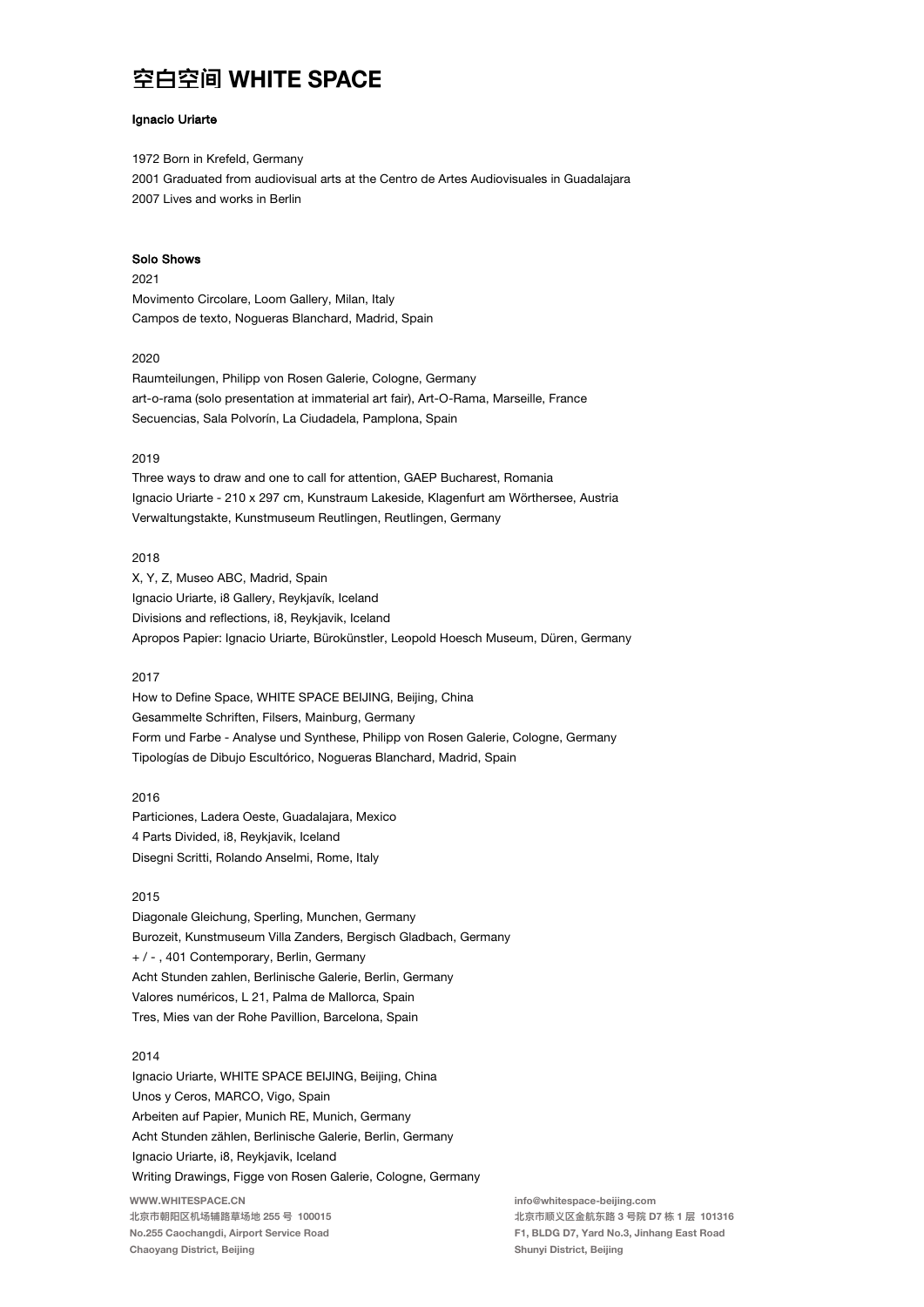# 空白空间 WHITE SPACE

**Ignacio Uriarte**

1972 Born in Krefeld, Germany
2001 Graduated from audiovisual arts at the Centro de Artes Audiovisuales in Guadalajara
2007 Lives and works in Berlin

**Solo Shows**

2021
Movimento Circolare, Loom Gallery, Milan, Italy
Campos de texto, Nogueras Blanchard, Madrid, Spain

2020
Raumteilungen, Philipp von Rosen Galerie, Cologne, Germany
art-o-rama (solo presentation at immaterial art fair), Art-O-Rama, Marseille, France
Secuencias, Sala Polvorín, La Ciudadela, Pamplona, Spain

2019
Three ways to draw and one to call for attention, GAEP Bucharest, Romania
Ignacio Uriarte - 210 x 297 cm, Kunstraum Lakeside, Klagenfurt am Wörthersee, Austria
Verwaltungstakte, Kunstmuseum Reutlingen, Reutlingen, Germany

2018
X, Y, Z, Museo ABC, Madrid, Spain
Ignacio Uriarte, i8 Gallery, Reykjavík, Iceland
Divisions and reflections, i8, Reykjavik, Iceland
Apropos Papier: Ignacio Uriarte, Bürokünstler, Leopold Hoesch Museum, Düren, Germany

2017
How to Define Space, WHITE SPACE BEIJING, Beijing, China
Gesammelte Schriften, Filsers, Mainburg, Germany
Form und Farbe - Analyse und Synthese, Philipp von Rosen Galerie, Cologne, Germany
Tipologías de Dibujo Escultórico, Nogueras Blanchard, Madrid, Spain

2016
Particiones, Ladera Oeste, Guadalajara, Mexico
4 Parts Divided, i8, Reykjavik, Iceland
Disegni Scritti, Rolando Anselmi, Rome, Italy

2015
Diagonale Gleichung, Sperling, Munchen, Germany
Burozeit, Kunstmuseum Villa Zanders, Bergisch Gladbach, Germany
+ / - , 401 Contemporary, Berlin, Germany
Acht Stunden zahlen, Berlinische Galerie, Berlin, Germany
Valores numéricos, L 21, Palma de Mallorca, Spain
Tres, Mies van der Rohe Pavillion, Barcelona, Spain

2014
Ignacio Uriarte, WHITE SPACE BEIJING, Beijing, China
Unos y Ceros, MARCO, Vigo, Spain
Arbeiten auf Papier, Munich RE, Munich, Germany
Acht Stunden zählen, Berlinische Galerie, Berlin, Germany
Ignacio Uriarte, i8, Reykjavik, Iceland
Writing Drawings, Figge von Rosen Galerie, Cologne, Germany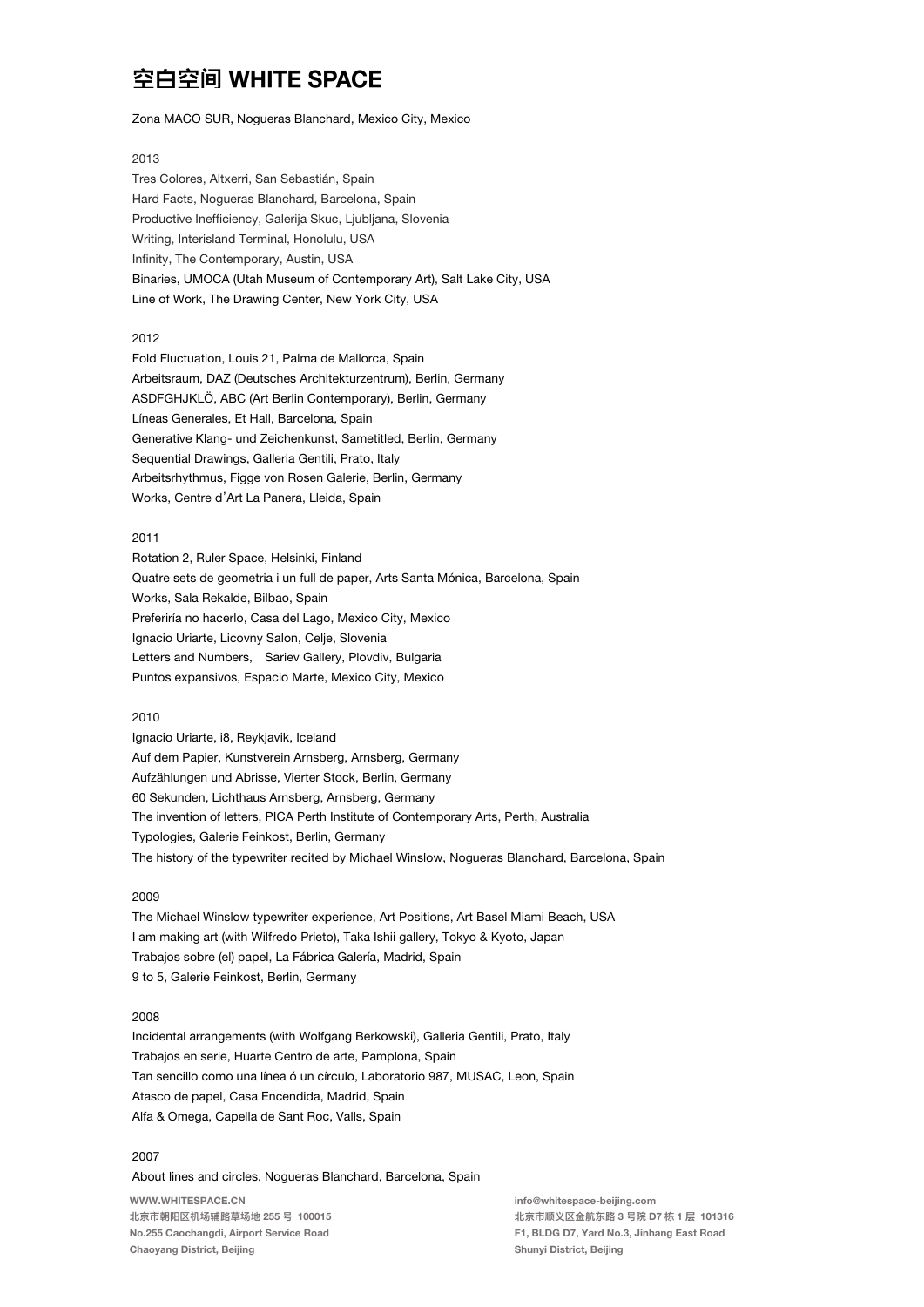Zona MACO SUR, Nogueras Blanchard, Mexico City, Mexico

2013

Tres Colores, Altxerri, San Sebastián, Spain
Hard Facts, Nogueras Blanchard, Barcelona, Spain
Productive Inefficiency, Galerija Skuc, Ljubljana, Slovenia
Writing, Interisland Terminal, Honolulu, USA
Infinity, The Contemporary, Austin, USA
Binaries, UMOCA (Utah Museum of Contemporary Art), Salt Lake City, USA
Line of Work, The Drawing Center, New York City, USA

2012

Fold Fluctuation, Louis 21, Palma de Mallorca, Spain
Arbeitsraum, DAZ (Deutsches Architekturzentrum), Berlin, Germany
ASDFGHJKLÖ, ABC (Art Berlin Contemporary), Berlin, Germany
Líneas Generales, Et Hall, Barcelona, Spain
Generative Klang- und Zeichenkunst, Sametitled, Berlin, Germany
Sequential Drawings, Galleria Gentili, Prato, Italy
Arbeitsrhythmus, Figge von Rosen Galerie, Berlin, Germany
Works, Centre d'Art La Panera, Lleida, Spain

2011

Rotation 2, Ruler Space, Helsinki, Finland
Quatre sets de geometria i un full de paper, Arts Santa Mónica, Barcelona, Spain
Works, Sala Rekalde, Bilbao, Spain
Preferiría no hacerlo, Casa del Lago, Mexico City, Mexico
Ignacio Uriarte, Licovny Salon, Celje, Slovenia
Letters and Numbers, Sariev Gallery, Plovdiv, Bulgaria
Puntos expansivos, Espacio Marte, Mexico City, Mexico

2010

Ignacio Uriarte, i8, Reykjavik, Iceland
Auf dem Papier, Kunstverein Arnsberg, Arnsberg, Germany
Aufzählungen und Abrisse, Vierter Stock, Berlin, Germany
60 Sekunden, Lichthaus Arnsberg, Arnsberg, Germany
The invention of letters, PICA Perth Institute of Contemporary Arts, Perth, Australia
Typologies, Galerie Feinkost, Berlin, Germany
The history of the typewriter recited by Michael Winslow, Nogueras Blanchard, Barcelona, Spain

2009

The Michael Winslow typewriter experience, Art Positions, Art Basel Miami Beach, USA
I am making art (with Wilfredo Prieto), Taka Ishii gallery, Tokyo & Kyoto, Japan
Trabajos sobre (el) papel, La Fábrica Galería, Madrid, Spain
9 to 5, Galerie Feinkost, Berlin, Germany

2008

Incidental arrangements (with Wolfgang Berkowski), Galleria Gentili, Prato, Italy
Trabajos en serie, Huarte Centro de arte, Pamplona, Spain
Tan sencillo como una línea ó un círculo, Laboratorio 987, MUSAC, Leon, Spain
Atasco de papel, Casa Encendida, Madrid, Spain
Alfa & Omega, Capella de Sant Roc, Valls, Spain

2007

About lines and circles, Nogueras Blanchard, Barcelona, Spain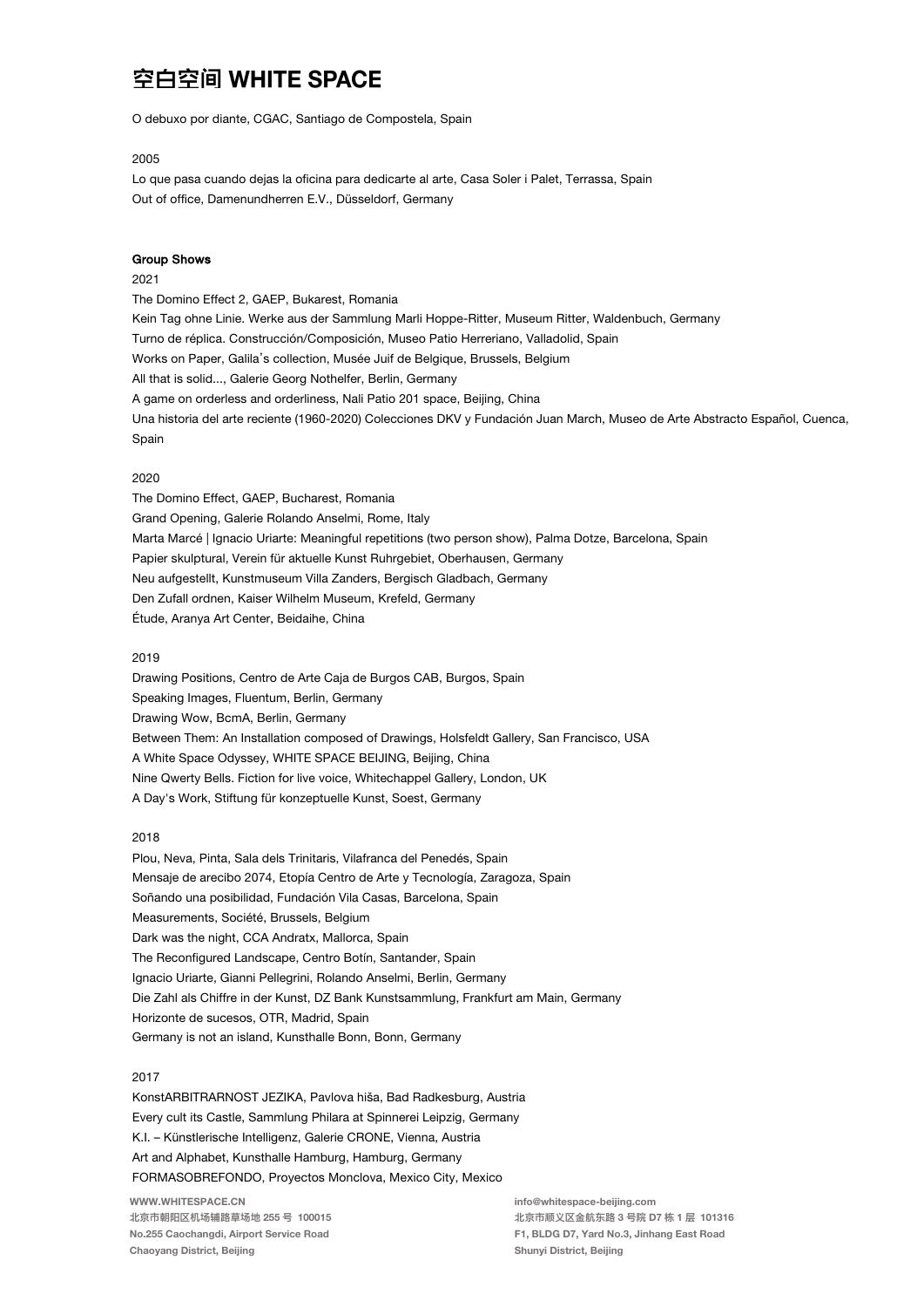O debuxo por diante, CGAC, Santiago de Compostela, Spain

2005

Lo que pasa cuando dejas la oficina para dedicarte al arte, Casa Soler i Palet, Terrassa, Spain
Out of office, Damenundherren E.V., Düsseldorf, Germany

**Group Shows**

2021

The Domino Effect 2, GAEP, Bukarest, Romania
Kein Tag ohne Linie. Werke aus der Sammlung Marli Hoppe-Ritter, Museum Ritter, Waldenbuch, Germany
Turno de réplica. Construcción/Composición, Museo Patio Herreriano, Valladolid, Spain
Works on Paper, Galila's collection, Musée Juif de Belgique, Brussels, Belgium
All that is solid..., Galerie Georg Nothelfer, Berlin, Germany
A game on orderless and orderliness, Nali Patio 201 space, Beijing, China
Una historia del arte reciente (1960-2020) Colecciones DKV y Fundación Juan March, Museo de Arte Abstracto Español, Cuenca, Spain

2020

The Domino Effect, GAEP, Bucharest, Romania
Grand Opening, Galerie Rolando Anselmi, Rome, Italy
Marta Marcé | Ignacio Uriarte: Meaningful repetitions (two person show), Palma Dotze, Barcelona, Spain
Papier skulptural, Verein für aktuelle Kunst Ruhrgebiet, Oberhausen, Germany
Neu aufgestellt, Kunstmuseum Villa Zanders, Bergisch Gladbach, Germany
Den Zufall ordnen, Kaiser Wilhelm Museum, Krefeld, Germany
Étude, Aranya Art Center, Beidaihe, China

2019

Drawing Positions, Centro de Arte Caja de Burgos CAB, Burgos, Spain
Speaking Images, Fluentum, Berlin, Germany
Drawing Wow, BcmA, Berlin, Germany
Between Them: An Installation composed of Drawings, Holsfeldt Gallery, San Francisco, USA
A White Space Odyssey, WHITE SPACE BEIJING, Beijing, China
Nine Qwerty Bells. Fiction for live voice, Whitechapel Gallery, London, UK
A Day's Work, Stiftung für konzeptuelle Kunst, Soest, Germany

2018

Plou, Neva, Pinta, Sala dels Trinitaris, Vilafranca del Penedés, Spain
Mensaje de arecibo 2074, Etopía Centro de Arte y Tecnología, Zaragoza, Spain
Soñando una posibilidad, Fundación Vila Casas, Barcelona, Spain
Measurements, Société, Brussels, Belgium
Dark was the night, CCA Andratx, Mallorca, Spain
The Reconfigured Landscape, Centro Botín, Santander, Spain
Ignacio Uriarte, Gianni Pellegrini, Rolando Anselmi, Berlin, Germany
Die Zahl als Chiffre in der Kunst, DZ Bank Kunstsammlung, Frankfurt am Main, Germany
Horizonte de sucesos, OTR, Madrid, Spain
Germany is not an island, Kunsthalle Bonn, Bonn, Germany

2017

KonstARBITRARNOST JEZIKA, Pavlova hiša, Bad Radkesburg, Austria
Every cult its Castle, Sammlung Philara at Spinnerei Leipzig, Germany
K.I. – Künstlerische Intelligenz, Galerie CRONE, Vienna, Austria
Art and Alphabet, Kunsthalle Hamburg, Hamburg, Germany
FORMASOBREFONDO, Proyectos Monclova, Mexico City, Mexico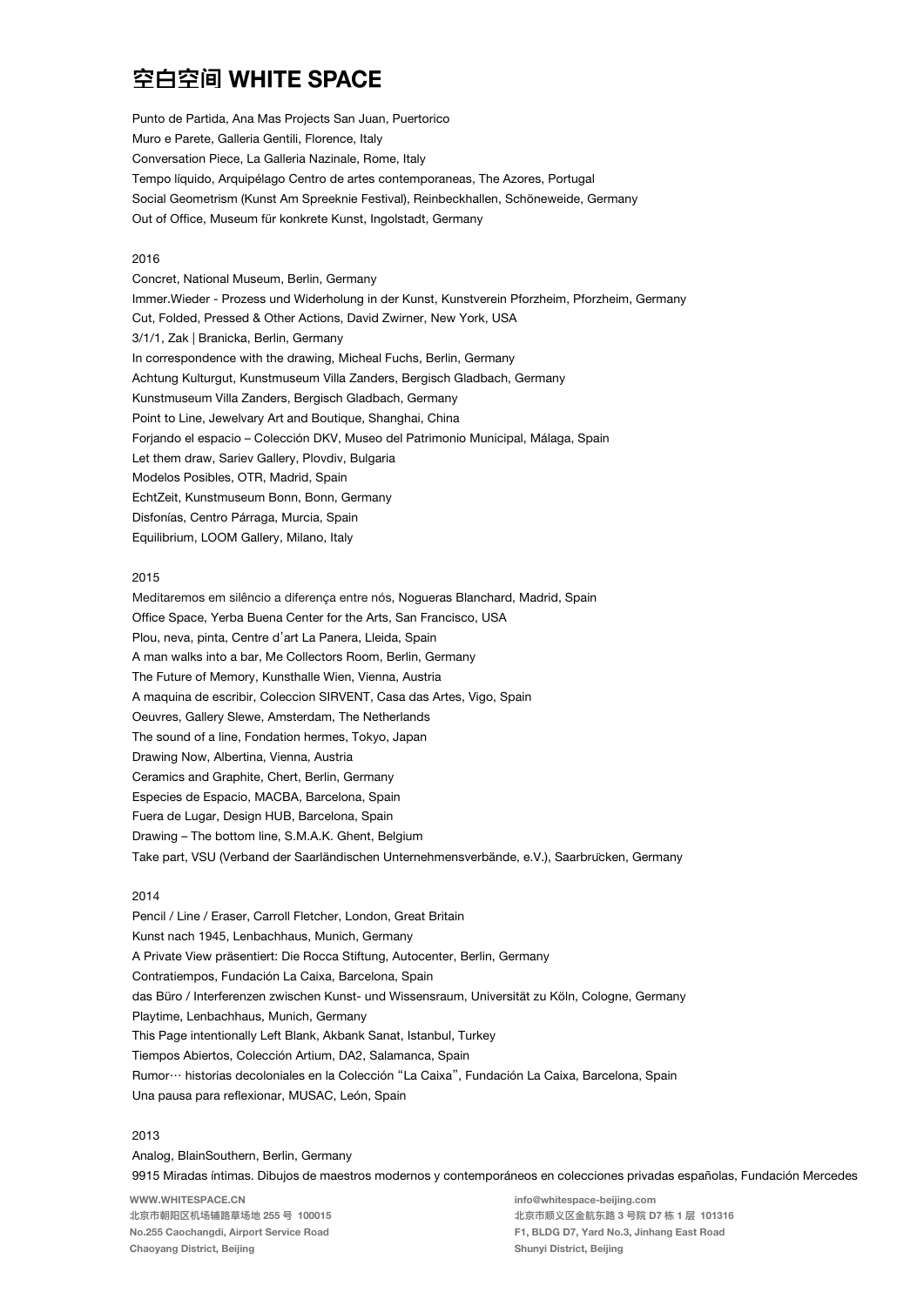Punto de Partida, Ana Mas Projects San Juan, Puertorico
Muro e Parete, Galleria Gentili, Florence, Italy
Conversation Piece, La Galleria Nazinale, Rome, Italy
Tempo líquido, Arquipélago Centro de artes contemporaneas, The Azores, Portugal
Social Geometrism (Kunst Am Spreeknie Festival), Reinbeckhallen, Schöneweide, Germany
Out of Office, Museum für konkrete Kunst, Ingolstadt, Germany

2016

Concret, National Museum, Berlin, Germany
Immer.Wieder - Prozess und Widerholung in der Kunst, Kunstverein Pforzheim, Pforzheim, Germany
Cut, Folded, Pressed & Other Actions, David Zwirner, New York, USA
3/1/1, Zak | Branicka, Berlin, Germany
In correspondence with the drawing, Micheal Fuchs, Berlin, Germany
Achtung Kulturgut, Kunstmuseum Villa Zanders, Bergisch Gladbach, Germany
Kunstmuseum Villa Zanders, Bergisch Gladbach, Germany
Point to Line, Jewelvary Art and Boutique, Shanghai, China
Forjando el espacio – Colección DKV, Museo del Patrimonio Municipal, Málaga, Spain
Let them draw, Sariev Gallery, Plovdiv, Bulgaria
Modelos Posibles, OTR, Madrid, Spain
EchtZeit, Kunstmuseum Bonn, Bonn, Germany
Disfonías, Centro Párraga, Murcia, Spain
Equilibrium, LOOM Gallery, Milano, Italy

2015

Meditaremos em silêncio a diferença entre nós, Nogueras Blanchard, Madrid, Spain
Office Space, Yerba Buena Center for the Arts, San Francisco, USA
Plou, neva, pinta, Centre d'art La Panera, Lleida, Spain
A man walks into a bar, Me Collectors Room, Berlin, Germany
The Future of Memory, Kunsthalle Wien, Vienna, Austria
A maquina de escribir, Coleccion SIRVENT, Casa das Artes, Vigo, Spain
Oeuvres, Gallery Slewe, Amsterdam, The Netherlands
The sound of a line, Fondation hermes, Tokyo, Japan
Drawing Now, Albertina, Vienna, Austria
Ceramics and Graphite, Chert, Berlin, Germany
Especies de Espacio, MACBA, Barcelona, Spain
Fuera de Lugar, Design HUB, Barcelona, Spain
Drawing – The bottom line, S.M.A.K. Ghent, Belgium
Take part, VSU (Verband der Saarländischen Unternehmensverbände, e.V.), Saarbrücken, Germany

2014

Pencil / Line / Eraser, Carroll Fletcher, London, Great Britain
Kunst nach 1945, Lenbachhaus, Munich, Germany
A Private View präsentiert: Die Rocca Stiftung, Autocenter, Berlin, Germany
Contratiempos, Fundación La Caixa, Barcelona, Spain
das Büro / Interferenzen zwischen Kunst- und Wissensraum, Universität zu Köln, Cologne, Germany
Playtime, Lenbachhaus, Munich, Germany
This Page intentionally Left Blank, Akbank Sanat, Istanbul, Turkey
Tiempos Abiertos, Colección Artium, DA2, Salamanca, Spain
Rumor… historias decoloniales en la Colección "La Caixa", Fundación La Caixa, Barcelona, Spain
Una pausa para reflexionar, MUSAC, León, Spain

2013

Analog, BlainSouthern, Berlin, Germany
9915 Miradas íntimas. Dibujos de maestros modernos y contemporáneos en colecciones privadas españolas, Fundación Mercedes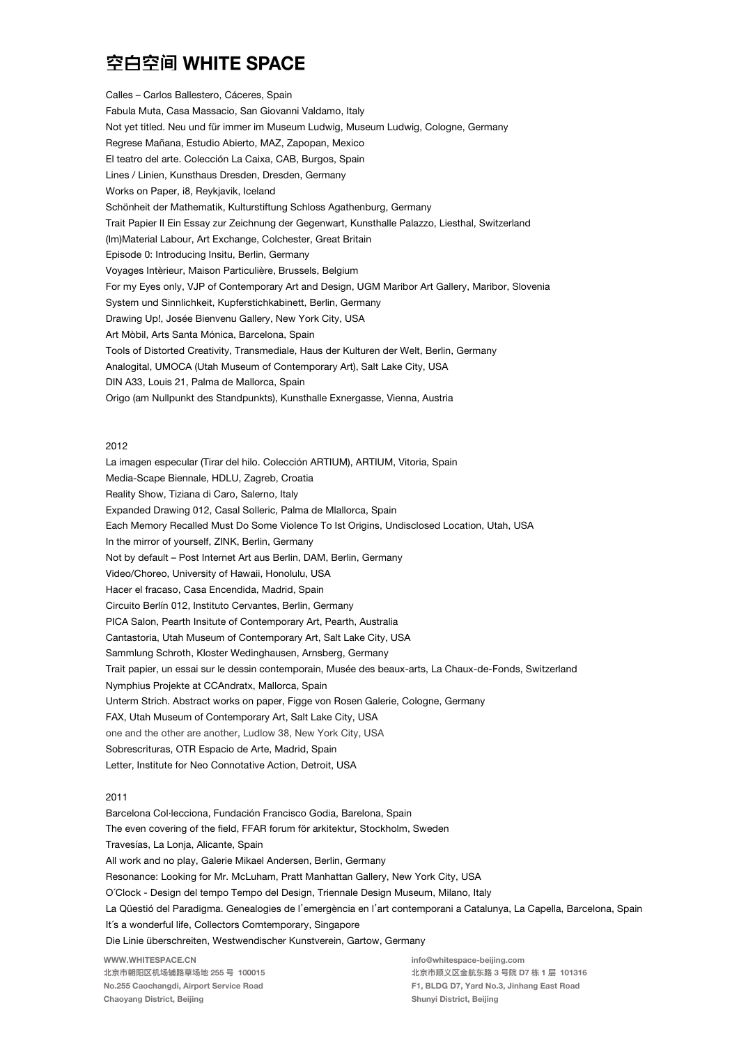# 空白空间 WHITE SPACE

Calles – Carlos Ballestero, Cáceres, Spain
Fabula Muta, Casa Massacio, San Giovanni Valdamo, Italy
Not yet titled. Neu und für immer im Museum Ludwig, Museum Ludwig, Cologne, Germany
Regrese Mañana, Estudio Abierto, MAZ, Zapopan, Mexico
El teatro del arte. Colección La Caixa, CAB, Burgos, Spain
Lines / Linien, Kunsthaus Dresden, Dresden, Germany
Works on Paper, i8, Reykjavik, Iceland
Schönheit der Mathematik, Kulturstiftung Schloss Agathenburg, Germany
Trait Papier II Ein Essay zur Zeichnung der Gegenwart, Kunsthalle Palazzo, Liesthal, Switzerland
(Im)Material Labour, Art Exchange, Colchester, Great Britain
Episode 0: Introducing Insitu, Berlin, Germany
Voyages Intèrieur, Maison Particulière, Brussels, Belgium
For my Eyes only, VJP of Contemporary Art and Design, UGM Maribor Art Gallery, Maribor, Slovenia
System und Sinnlichkeit, Kupferstichkabinett, Berlin, Germany
Drawing Up!, Josée Bienvenu Gallery, New York City, USA
Art Mòbil, Arts Santa Mónica, Barcelona, Spain
Tools of Distorted Creativity, Transmediale, Haus der Kulturen der Welt, Berlin, Germany
Analogital, UMOCA (Utah Museum of Contemporary Art), Salt Lake City, USA
DIN A33, Louis 21, Palma de Mallorca, Spain
Origo (am Nullpunkt des Standpunkts), Kunsthalle Exnergasse, Vienna, Austria

2012

La imagen especular (Tirar del hilo. Colección ARTIUM), ARTIUM, Vitoria, Spain
Media-Scape Biennale, HDLU, Zagreb, Croatia
Reality Show, Tiziana di Caro, Salerno, Italy
Expanded Drawing 012, Casal Solleric, Palma de Mlallorca, Spain
Each Memory Recalled Must Do Some Violence To Ist Origins, Undisclosed Location, Utah, USA
In the mirror of yourself, ZINK, Berlin, Germany
Not by default – Post Internet Art aus Berlin, DAM, Berlin, Germany
Video/Choreo, University of Hawaii, Honolulu, USA
Hacer el fracaso, Casa Encendida, Madrid, Spain
Circuito Berlín 012, Instituto Cervantes, Berlin, Germany
PICA Salon, Pearth Insitute of Contemporary Art, Pearth, Australia
Cantastoria, Utah Museum of Contemporary Art, Salt Lake City, USA
Sammlung Schroth, Kloster Wedinghausen, Arnsberg, Germany
Trait papier, un essai sur le dessin contemporain, Musée des beaux-arts, La Chaux-de-Fonds, Switzerland
Nymphius Projekte at CCAndratx, Mallorca, Spain
Unterm Strich. Abstract works on paper, Figge von Rosen Galerie, Cologne, Germany
FAX, Utah Museum of Contemporary Art, Salt Lake City, USA
one and the other are another, Ludlow 38, New York City, USA
Sobrescrituras, OTR Espacio de Arte, Madrid, Spain
Letter, Institute for Neo Connotative Action, Detroit, USA

2011

Barcelona Col·lecciona, Fundación Francisco Godia, Barelona, Spain
The even covering of the field, FFAR forum för arkitektur, Stockholm, Sweden
Travesías, La Lonja, Alicante, Spain
All work and no play, Galerie Mikael Andersen, Berlin, Germany
Resonance: Looking for Mr. McLuham, Pratt Manhattan Gallery, New York City, USA
O´Clock - Design del tempo Tempo del Design, Triennale Design Museum, Milano, Italy
La Qüestió del Paradigma. Genealogies de l´emergència en l´art contemporani a Catalunya, La Capella, Barcelona, Spain
It´s a wonderful life, Collectors Comtemporary, Singapore
Die Linie überschreiten, Westwendischer Kunstverein, Gartow, Germany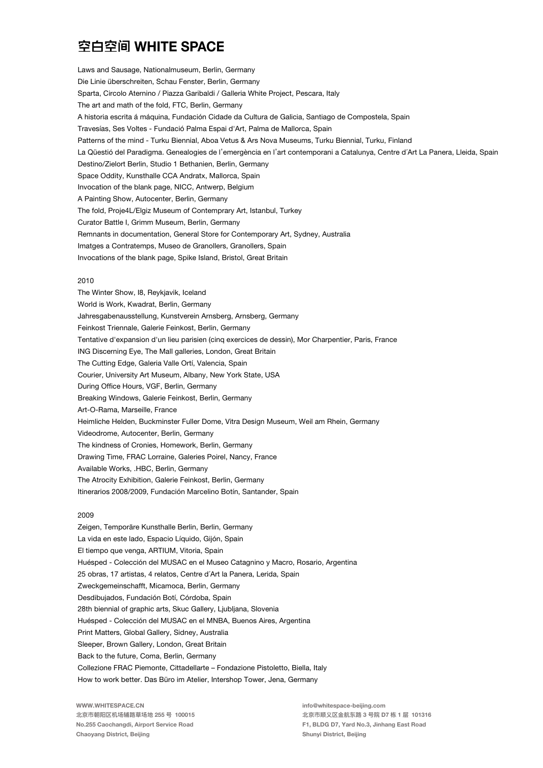Laws and Sausage, Nationalmuseum, Berlin, Germany
Die Linie überschreiten, Schau Fenster, Berlin, Germany
Sparta, Circolo Aternino / Piazza Garibaldi / Galleria White Project, Pescara, Italy
The art and math of the fold, FTC, Berlin, Germany
A historia escrita á máquina, Fundación Cidade da Cultura de Galicia, Santiago de Compostela, Spain
Travesías, Ses Voltes - Fundació Palma Espai d'Art, Palma de Mallorca, Spain
Patterns of the mind - Turku Biennial, Aboa Vetus & Ars Nova Museums, Turku Biennial, Turku, Finland
La Qüestió del Paradigma. Genealogies de l'emergència en l'art contemporani a Catalunya, Centre d´Art La Panera, Lleida, Spain
Destino/Zielort Berlin, Studio 1 Bethanien, Berlin, Germany
Space Oddity, Kunsthalle CCA Andratx, Mallorca, Spain
Invocation of the blank page, NICC, Antwerp, Belgium
A Painting Show, Autocenter, Berlin, Germany
The fold, Proje4L/Elgiz Museum of Contemprary Art, Istanbul, Turkey
Curator Battle I, Grimm Museum, Berlin, Germany
Remnants in documentation, General Store for Contemporary Art, Sydney, Australia
Imatges a Contratemps, Museo de Granollers, Granollers, Spain
Invocations of the blank page, Spike Island, Bristol, Great Britain

2010

The Winter Show, I8, Reykjavik, Iceland
World is Work, Kwadrat, Berlin, Germany
Jahresgabenausstellung, Kunstverein Arnsberg, Arnsberg, Germany
Feinkost Triennale, Galerie Feinkost, Berlin, Germany
Tentative d'expansion d'un lieu parisien (cinq exercices de dessin), Mor Charpentier, Paris, France
ING Discerning Eye, The Mall galleries, London, Great Britain
The Cutting Edge, Galeria Valle Ortí, Valencia, Spain
Courier, University Art Museum, Albany, New York State, USA
During Office Hours, VGF, Berlin, Germany
Breaking Windows, Galerie Feinkost, Berlin, Germany
Art-O-Rama, Marseille, France
Heimliche Helden, Buckminster Fuller Dome, Vitra Design Museum, Weil am Rhein, Germany
Videodrome, Autocenter, Berlin, Germany
The kindness of Cronies, Homework, Berlin, Germany
Drawing Time, FRAC Lorraine, Galeries Poirel, Nancy, France
Available Works, .HBC, Berlin, Germany
The Atrocity Exhibition, Galerie Feinkost, Berlin, Germany
Itinerarios 2008/2009, Fundación Marcelino Botín, Santander, Spain

2009

Zeigen, Temporäre Kunsthalle Berlin, Berlin, Germany
La vida en este lado, Espacio Líquido, Gijón, Spain
El tiempo que venga, ARTIUM, Vitoria, Spain
Huésped - Colección del MUSAC en el Museo Catagnino y Macro, Rosario, Argentina
25 obras, 17 artistas, 4 relatos, Centre d´Art la Panera, Lerida, Spain
Zweckgemeinschafft, Micamoca, Berlin, Germany
Desdibujados, Fundación Botí, Córdoba, Spain
28th biennial of graphic arts, Skuc Gallery, Ljubljana, Slovenia
Huésped - Colección del MUSAC en el MNBA, Buenos Aires, Argentina
Print Matters, Global Gallery, Sidney, Australia
Sleeper, Brown Gallery, London, Great Britain
Back to the future, Coma, Berlin, Germany
Collezione FRAC Piemonte, Cittadellarte – Fondazione Pistoletto, Biella, Italy
How to work better. Das Büro im Atelier, Intershop Tower, Jena, Germany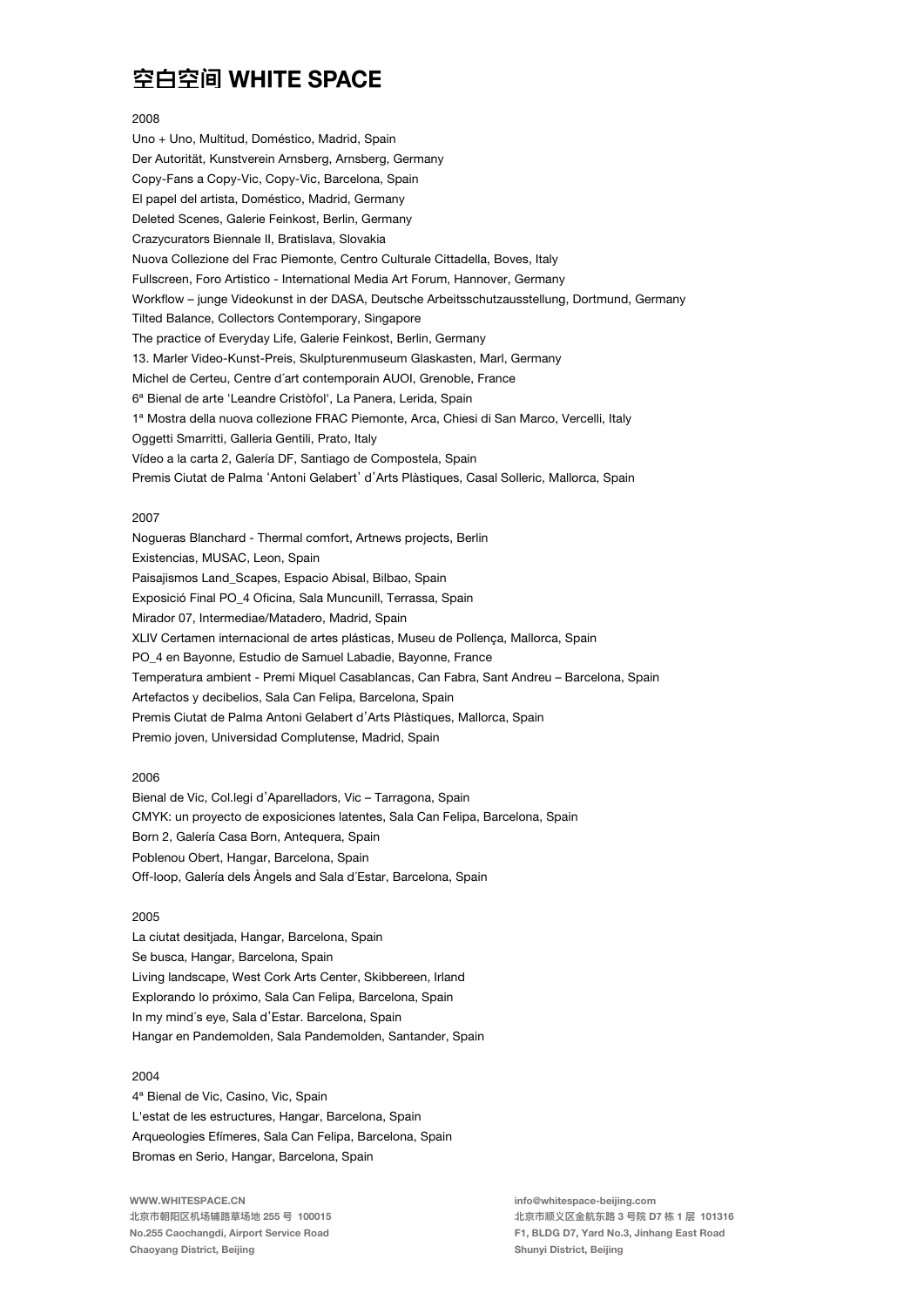# 空白空间 WHITE SPACE

2008

Uno + Uno, Multitud, Doméstico, Madrid, Spain
Der Autorität, Kunstverein Arnsberg, Arnsberg, Germany
Copy-Fans a Copy-Vic, Copy-Vic, Barcelona, Spain
El papel del artista, Doméstico, Madrid, Germany
Deleted Scenes, Galerie Feinkost, Berlin, Germany
Crazycurators Biennale II, Bratislava, Slovakia
Nuova Collezione del Frac Piemonte, Centro Culturale Cittadella, Boves, Italy
Fullscreen, Foro Artistico - International Media Art Forum, Hannover, Germany
Workflow – junge Videokunst in der DASA, Deutsche Arbeitsschutzausstellung, Dortmund, Germany
Tilted Balance, Collectors Contemporary, Singapore
The practice of Everyday Life, Galerie Feinkost, Berlin, Germany
13. Marler Video-Kunst-Preis, Skulpturenmuseum Glaskasten, Marl, Germany
Michel de Certeu, Centre d´art contemporain AUOI, Grenoble, France
6ª Bienal de arte 'Leandre Cristòfol', La Panera, Lerida, Spain
1ª Mostra della nuova collezione FRAC Piemonte, Arca, Chiesi di San Marco, Vercelli, Italy
Oggetti Smarritti, Galleria Gentili, Prato, Italy
Vídeo a la carta 2, Galería DF, Santiago de Compostela, Spain
Premis Ciutat de Palma 'Antoni Gelabert' d'Arts Plàstiques, Casal Solleric, Mallorca, Spain

2007

Nogueras Blanchard - Thermal comfort, Artnews projects, Berlin
Existencias, MUSAC, Leon, Spain
Paisajismos Land_Scapes, Espacio Abisal, Bilbao, Spain
Exposició Final PO_4 Oficina, Sala Muncunill, Terrassa, Spain
Mirador 07, Intermediae/Matadero, Madrid, Spain
XLIV Certamen internacional de artes plásticas, Museu de Pollença, Mallorca, Spain
PO_4 en Bayonne, Estudio de Samuel Labadie, Bayonne, France
Temperatura ambient - Premi Miquel Casablancas, Can Fabra, Sant Andreu – Barcelona, Spain
Artefactos y decibelios, Sala Can Felipa, Barcelona, Spain
Premis Ciutat de Palma Antoni Gelabert d'Arts Plàstiques, Mallorca, Spain
Premio joven, Universidad Complutense, Madrid, Spain

2006

Bienal de Vic, Col.legi d'Aparelladors, Vic – Tarragona, Spain
CMYK: un proyecto de exposiciones latentes, Sala Can Felipa, Barcelona, Spain
Born 2, Galería Casa Born, Antequera, Spain
Poblenou Obert, Hangar, Barcelona, Spain
Off-loop, Galería dels Àngels and Sala d´Estar, Barcelona, Spain

2005

La ciutat desitjada, Hangar, Barcelona, Spain
Se busca, Hangar, Barcelona, Spain
Living landscape, West Cork Arts Center, Skibbereen, Irland
Explorando lo próximo, Sala Can Felipa, Barcelona, Spain
In my mind´s eye, Sala d'Estar. Barcelona, Spain
Hangar en Pandemolden, Sala Pandemolden, Santander, Spain

2004

4ª Bienal de Vic, Casino, Vic, Spain
L'estat de les estructures, Hangar, Barcelona, Spain
Arqueologies Efímeres, Sala Can Felipa, Barcelona, Spain
Bromas en Serio, Hangar, Barcelona, Spain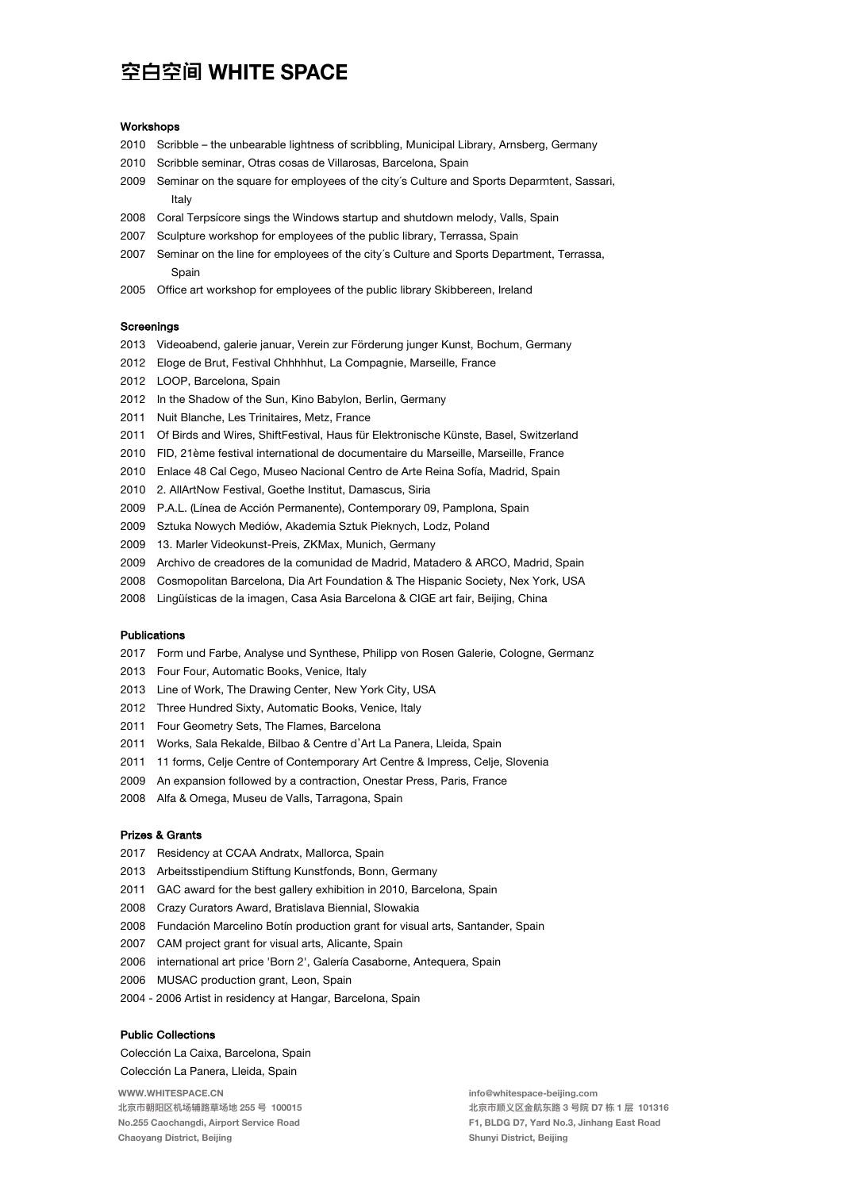# 空白空间 WHITE SPACE

### Workshops

2010 Scribble – the unbearable lightness of scribbling, Municipal Library, Arnsberg, Germany
2010 Scribble seminar, Otras cosas de Villarosas, Barcelona, Spain
2009 Seminar on the square for employees of the city´s Culture and Sports Deparmtent, Sassari, Italy
2008 Coral Terpsícore sings the Windows startup and shutdown melody, Valls, Spain
2007 Sculpture workshop for employees of the public library, Terrassa, Spain
2007 Seminar on the line for employees of the city´s Culture and Sports Department, Terrassa, Spain
2005 Office art workshop for employees of the public library Skibbereen, Ireland

### Screenings

2013 Videoabend, galerie januar, Verein zur Förderung junger Kunst, Bochum, Germany
2012 Eloge de Brut, Festival Chhhhhut, La Compagnie, Marseille, France
2012 LOOP, Barcelona, Spain
2012 In the Shadow of the Sun, Kino Babylon, Berlin, Germany
2011 Nuit Blanche, Les Trinitaires, Metz, France
2011 Of Birds and Wires, ShiftFestival, Haus für Elektronische Künste, Basel, Switzerland
2010 FID, 21ème festival international de documentaire du Marseille, Marseille, France
2010 Enlace 48 Cal Cego, Museo Nacional Centro de Arte Reina Sofía, Madrid, Spain
2010 2. AllArtNow Festival, Goethe Institut, Damascus, Siria
2009 P.A.L. (Línea de Acción Permanente), Contemporary 09, Pamplona, Spain
2009 Sztuka Nowych Mediów, Akademia Sztuk Pieknych, Lodz, Poland
2009 13. Marler Videokunst-Preis, ZKMax, Munich, Germany
2009 Archivo de creadores de la comunidad de Madrid, Matadero & ARCO, Madrid, Spain
2008 Cosmopolitan Barcelona, Dia Art Foundation & The Hispanic Society, Nex York, USA
2008 Lingüísticas de la imagen, Casa Asia Barcelona & CIGE art fair, Beijing, China

### Publications

2017 Form und Farbe, Analyse und Synthese, Philipp von Rosen Galerie, Cologne, Germanz
2013 Four Four, Automatic Books, Venice, Italy
2013 Line of Work, The Drawing Center, New York City, USA
2012 Three Hundred Sixty, Automatic Books, Venice, Italy
2011 Four Geometry Sets, The Flames, Barcelona
2011 Works, Sala Rekalde, Bilbao & Centre d'Art La Panera, Lleida, Spain
2011 11 forms, Celje Centre of Contemporary Art Centre & Impress, Celje, Slovenia
2009 An expansion followed by a contraction, Onestar Press, Paris, France
2008 Alfa & Omega, Museu de Valls, Tarragona, Spain

### Prizes & Grants

2017 Residency at CCAA Andratx, Mallorca, Spain
2013 Arbeitsstipendium Stiftung Kunstfonds, Bonn, Germany
2011 GAC award for the best gallery exhibition in 2010, Barcelona, Spain
2008 Crazy Curators Award, Bratislava Biennial, Slowakia
2008 Fundación Marcelino Botín production grant for visual arts, Santander, Spain
2007 CAM project grant for visual arts, Alicante, Spain
2006 international art price 'Born 2', Galería Casaborne, Antequera, Spain
2006 MUSAC production grant, Leon, Spain
2004 - 2006 Artist in residency at Hangar, Barcelona, Spain

### Public Collections

Colección La Caixa, Barcelona, Spain
Colección La Panera, Lleida, Spain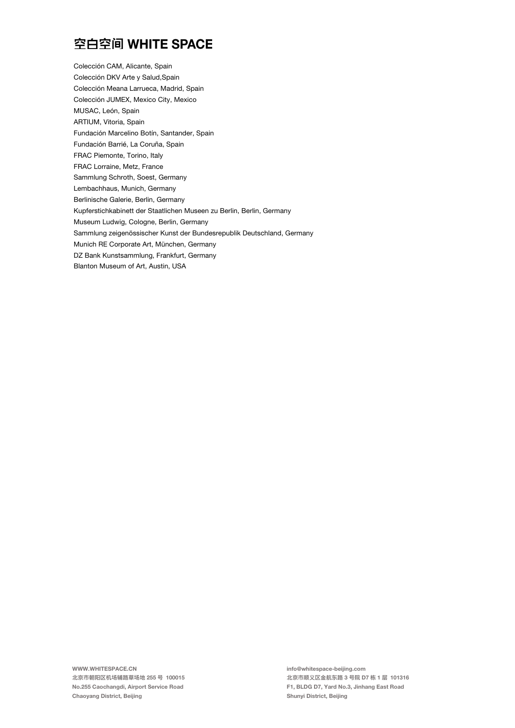Colección CAM, Alicante, Spain
Colección DKV Arte y Salud,Spain
Colección Meana Larrueca, Madrid, Spain
Colección JUMEX, Mexico City, Mexico
MUSAC, León, Spain
ARTIUM, Vitoria, Spain
Fundación Marcelino Botín, Santander, Spain
Fundación Barrié, La Coruña, Spain
FRAC Piemonte, Torino, Italy
FRAC Lorraine, Metz, France
Sammlung Schroth, Soest, Germany
Lembachhaus, Munich, Germany
Berlinische Galerie, Berlin, Germany
Kupferstichkabinett der Staatlichen Museen zu Berlin, Berlin, Germany
Museum Ludwig, Cologne, Berlin, Germany
Sammlung zeigenössischer Kunst der Bundesrepublik Deutschland, Germany
Munich RE Corporate Art, München, Germany
DZ Bank Kunstsammlung, Frankfurt, Germany
Blanton Museum of Art, Austin, USA